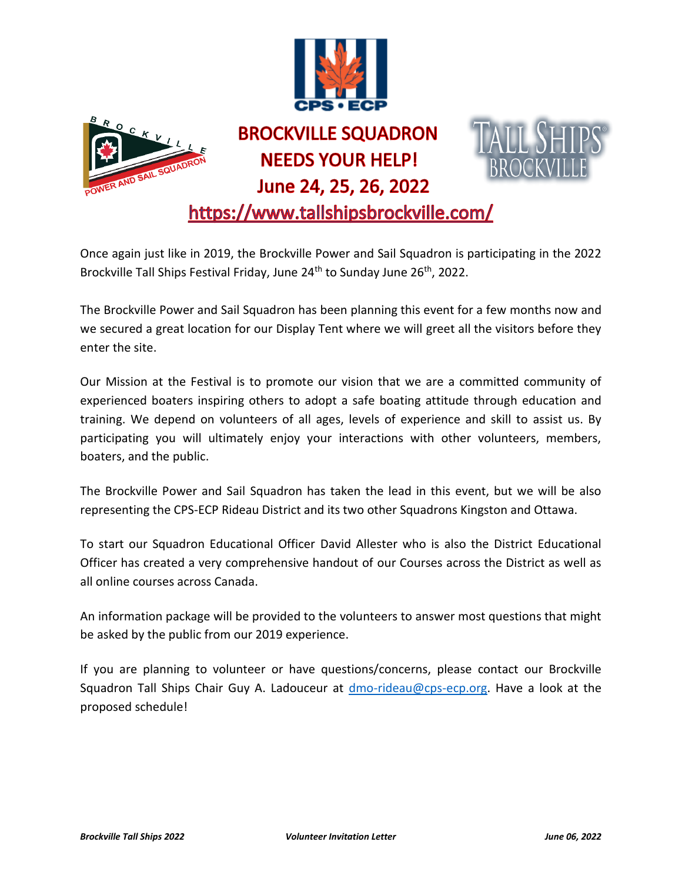# BROCKVILLE SQUADRON NEEDS YOUR HELP!

## June 24, 25, 26, 2022

## https://www.tallshipsbrockville.com/

Once again just like in 2019, the Brockville Power and Sail Squadron is participating in the 2022 Brockville Tall Ships Festival Friday, June 24th to Sunday June 26th, 2022.

The Brockville Power and Sail Squadron has been planning this event for a few months now and we secured a great location for our Display Tent where we will greet all the visitors before they enter the site.

Our Mission at the Festival is to promote our vision that we are a committed community of experienced boaters inspiring others to adopt a safe boating attitude through education and training. We depend on volunteers of all ages, levels of experience and skill to assist us. By participating you will ultimately enjoy your interactions with other volunteers, members, boaters, and the public.

The Brockville Power and Sail Squadron has taken the lead in this event, but we will be also representing the CPS-ECP Rideau District and its two other Squadrons Kingston and Ottawa.

To start our Squadron Educational Officer David Allester who is also the District Educational Officer has created a very comprehensive handout of our Courses across the District as well as all online courses across Canada.

An information package will be provided to the volunteers to answer most questions that might be asked by the public from our 2019 experience.

If you are planning to volunteer or have questions/concerns, please contact our Brockville Squadron Tall Ships Chair Guy A. Ladouceur at dmo-rideau@cps-ecp.org. Have a look at the proposed schedule!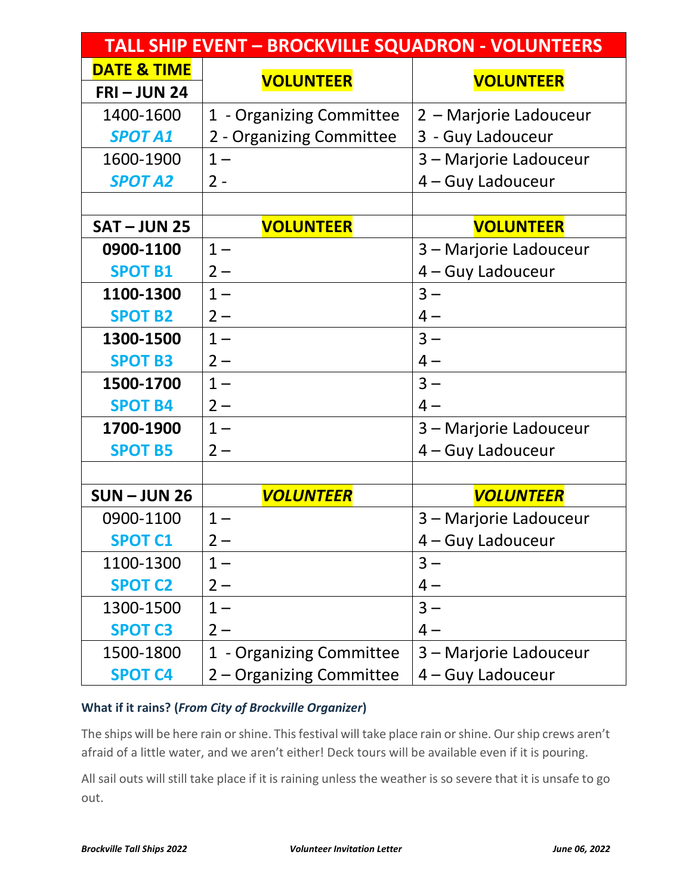| TALL SHIP EVENT – BROCKVILLE SQUADRON - VOLUNTEERS | | |
|---|---|---|
| **DATE & TIME** FRI – JUN 24 | **VOLUNTEER** | **VOLUNTEER** |
| 1400-1600 *SPOT A1* | 1 - Organizing Committee 2 - Organizing Committee | 2 – Marjorie Ladouceur 3 - Guy Ladouceur |
| 1600-1900 *SPOT A2* | 1 – 2 - | 3 – Marjorie Ladouceur 4 – Guy Ladouceur |
| | | |
| **SAT – JUN 25** | **VOLUNTEER** | **VOLUNTEER** |
| **0900-1100** SPOT B1 | 1 – 2 – | 3 – Marjorie Ladouceur 4 – Guy Ladouceur |
| **1100-1300** SPOT B2 | 1 – 2 – | 3 – 4 – |
| **1300-1500** SPOT B3 | 1 – 2 – | 3 – 4 – |
| **1500-1700** SPOT B4 | 1 – 2 – | 3 – 4 – |
| **1700-1900** SPOT B5 | 1 – 2 – | 3 – Marjorie Ladouceur 4 – Guy Ladouceur |
| | | |
| **SUN – JUN 26** | ***VOLUNTEER*** | ***VOLUNTEER*** |
| 0900-1100 SPOT C1 | 1 – 2 – | 3 – Marjorie Ladouceur 4 – Guy Ladouceur |
| 1100-1300 SPOT C2 | 1 – 2 – | 3 – 4 – |
| 1300-1500 SPOT C3 | 1 – 2 – | 3 – 4 – |
| 1500-1800 SPOT C4 | 1 - Organizing Committee 2 – Organizing Committee | 3 – Marjorie Ladouceur 4 – Guy Ladouceur |

**What if it rains? (*From City of Brockville Organizer*)**

The ships will be here rain or shine. This festival will take place rain or shine. Our ship crews aren't afraid of a little water, and we aren't either! Deck tours will be available even if it is pouring.

All sail outs will still take place if it is raining unless the weather is so severe that it is unsafe to go out.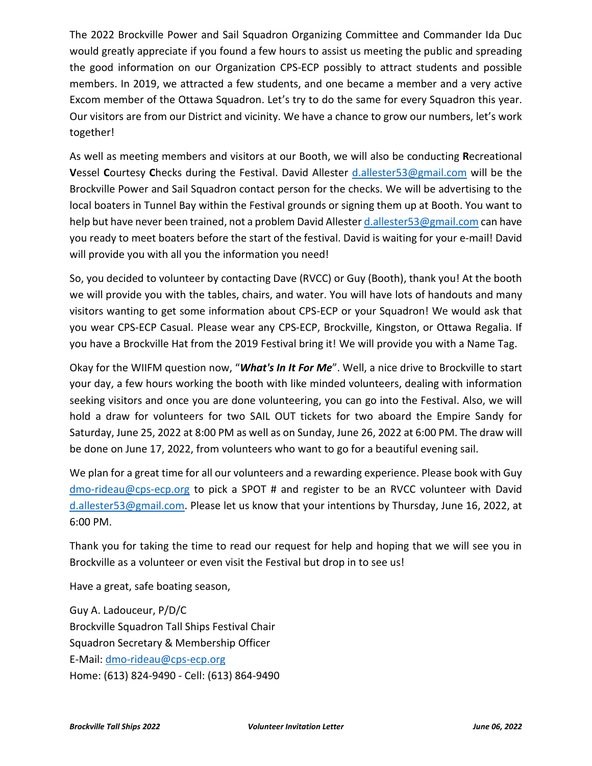The 2022 Brockville Power and Sail Squadron Organizing Committee and Commander Ida Duc would greatly appreciate if you found a few hours to assist us meeting the public and spreading the good information on our Organization CPS-ECP possibly to attract students and possible members. In 2019, we attracted a few students, and one became a member and a very active Excom member of the Ottawa Squadron. Let's try to do the same for every Squadron this year. Our visitors are from our District and vicinity. We have a chance to grow our numbers, let's work together!

As well as meeting members and visitors at our Booth, we will also be conducting **R**ecreational **V**essel **C**ourtesy **C**hecks during the Festival. David Allester d.allester53@gmail.com will be the Brockville Power and Sail Squadron contact person for the checks. We will be advertising to the local boaters in Tunnel Bay within the Festival grounds or signing them up at Booth. You want to help but have never been trained, not a problem David Allester d.allester53@gmail.com can have you ready to meet boaters before the start of the festival. David is waiting for your e-mail! David will provide you with all you the information you need!

So, you decided to volunteer by contacting Dave (RVCC) or Guy (Booth), thank you! At the booth we will provide you with the tables, chairs, and water. You will have lots of handouts and many visitors wanting to get some information about CPS-ECP or your Squadron! We would ask that you wear CPS-ECP Casual. Please wear any CPS-ECP, Brockville, Kingston, or Ottawa Regalia. If you have a Brockville Hat from the 2019 Festival bring it! We will provide you with a Name Tag.

Okay for the WIIFM question now, "***What's In It For Me***". Well, a nice drive to Brockville to start your day, a few hours working the booth with like minded volunteers, dealing with information seeking visitors and once you are done volunteering, you can go into the Festival. Also, we will hold a draw for volunteers for two SAIL OUT tickets for two aboard the Empire Sandy for Saturday, June 25, 2022 at 8:00 PM as well as on Sunday, June 26, 2022 at 6:00 PM. The draw will be done on June 17, 2022, from volunteers who want to go for a beautiful evening sail.

We plan for a great time for all our volunteers and a rewarding experience. Please book with Guy dmo-rideau@cps-ecp.org to pick a SPOT # and register to be an RVCC volunteer with David d.allester53@gmail.com. Please let us know that your intentions by Thursday, June 16, 2022, at 6:00 PM.

Thank you for taking the time to read our request for help and hoping that we will see you in Brockville as a volunteer or even visit the Festival but drop in to see us!

Have a great, safe boating season,

Guy A. Ladouceur, P/D/C
Brockville Squadron Tall Ships Festival Chair
Squadron Secretary & Membership Officer
E-Mail: dmo-rideau@cps-ecp.org
Home: (613) 824-9490 - Cell: (613) 864-9490